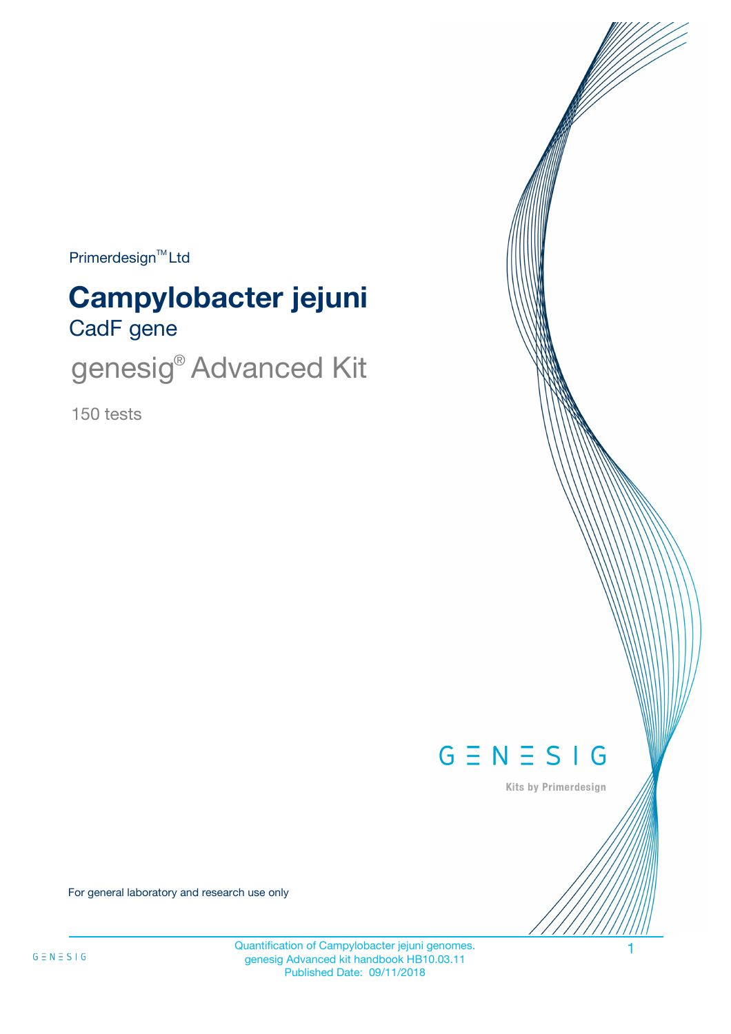Primerdesign™ Ltd

# Campylobacter jejuni

## CadF gene

## genesig® Advanced Kit

150 tests

GENESIG

Kits by Primerdesign

For general laboratory and research use only

Quantification of Campylobacter jejuni genomes.
genesig Advanced kit handbook HB10.03.11
Published Date: 09/11/2018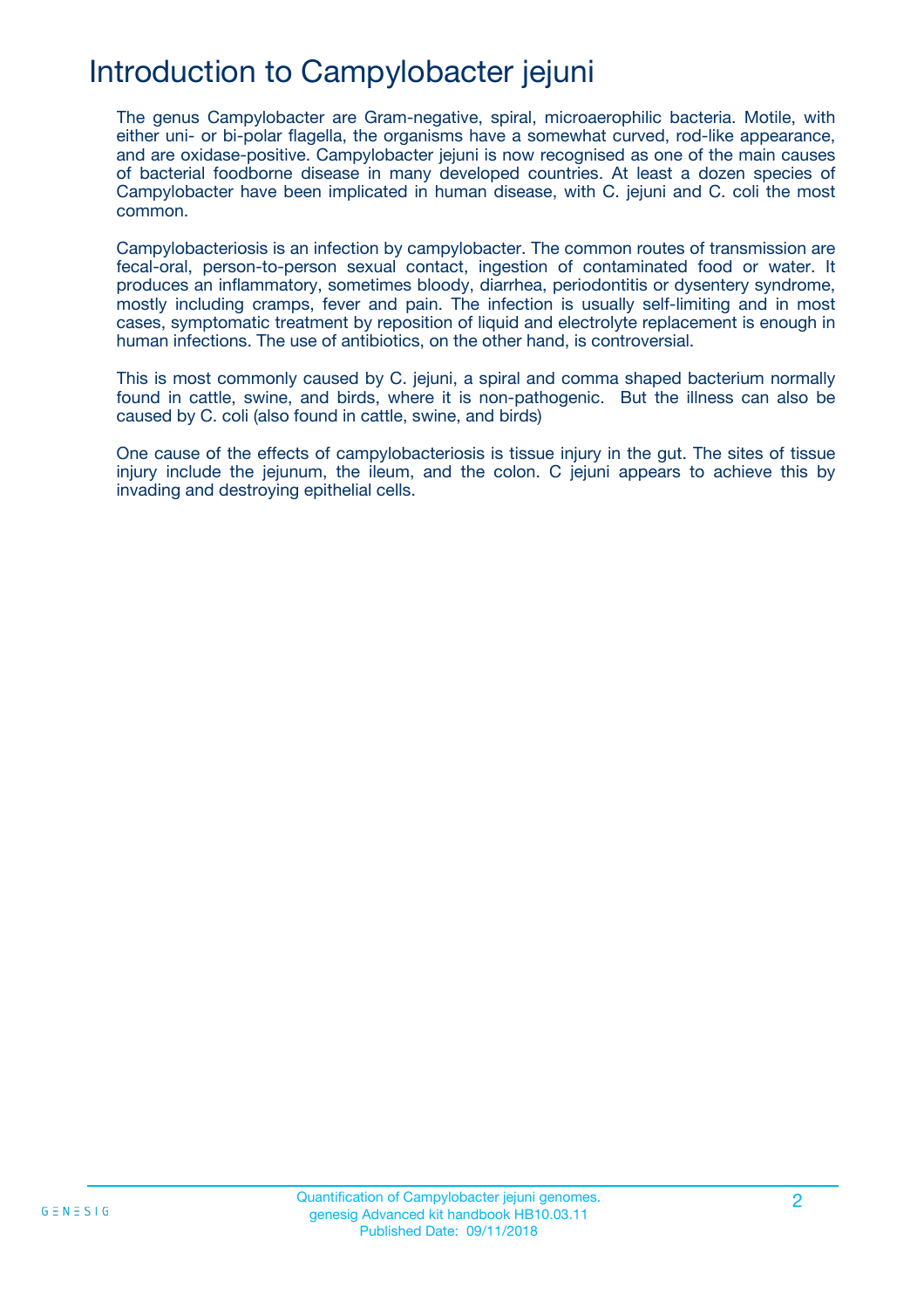# Introduction to Campylobacter jejuni

The genus Campylobacter are Gram-negative, spiral, microaerophilic bacteria. Motile, with either uni- or bi-polar flagella, the organisms have a somewhat curved, rod-like appearance, and are oxidase-positive. Campylobacter jejuni is now recognised as one of the main causes of bacterial foodborne disease in many developed countries. At least a dozen species of Campylobacter have been implicated in human disease, with C. jejuni and C. coli the most common.

Campylobacteriosis is an infection by campylobacter. The common routes of transmission are fecal-oral, person-to-person sexual contact, ingestion of contaminated food or water. It produces an inflammatory, sometimes bloody, diarrhea, periodontitis or dysentery syndrome, mostly including cramps, fever and pain. The infection is usually self-limiting and in most cases, symptomatic treatment by reposition of liquid and electrolyte replacement is enough in human infections. The use of antibiotics, on the other hand, is controversial.

This is most commonly caused by C. jejuni, a spiral and comma shaped bacterium normally found in cattle, swine, and birds, where it is non-pathogenic. But the illness can also be caused by C. coli (also found in cattle, swine, and birds)

One cause of the effects of campylobacteriosis is tissue injury in the gut. The sites of tissue injury include the jejunum, the ileum, and the colon. C jejuni appears to achieve this by invading and destroying epithelial cells.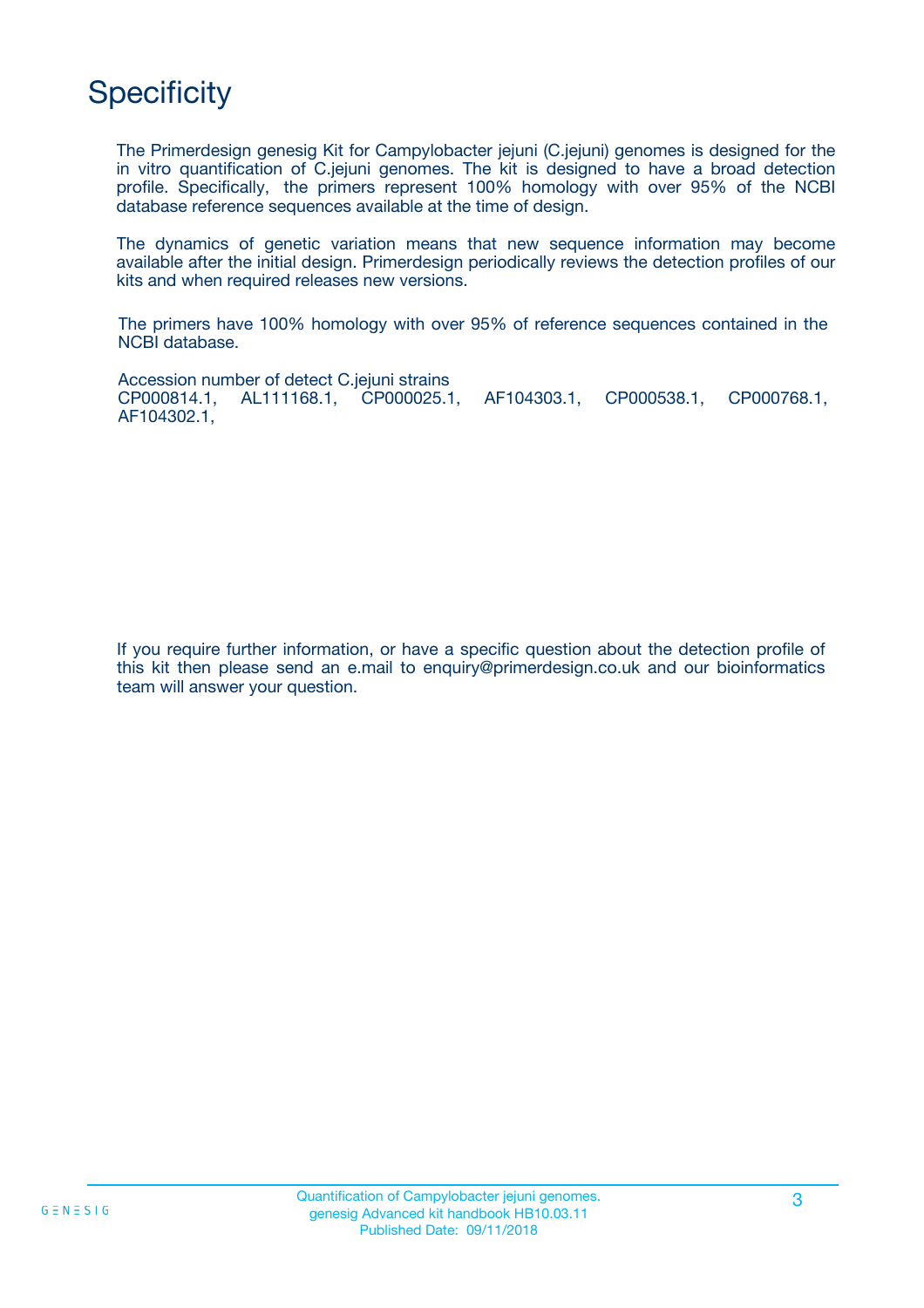# Specificity

The Primerdesign genesig Kit for Campylobacter jejuni (C.jejuni) genomes is designed for the in vitro quantification of C.jejuni genomes. The kit is designed to have a broad detection profile. Specifically, the primers represent 100% homology with over 95% of the NCBI database reference sequences available at the time of design.

The dynamics of genetic variation means that new sequence information may become available after the initial design. Primerdesign periodically reviews the detection profiles of our kits and when required releases new versions.

The primers have 100% homology with over 95% of reference sequences contained in the NCBI database.

Accession number of detect C.jejuni strains
CP000814.1, AL111168.1, CP000025.1, AF104303.1, CP000538.1, CP000768.1, AF104302.1,

If you require further information, or have a specific question about the detection profile of this kit then please send an e.mail to enquiry@primerdesign.co.uk and our bioinformatics team will answer your question.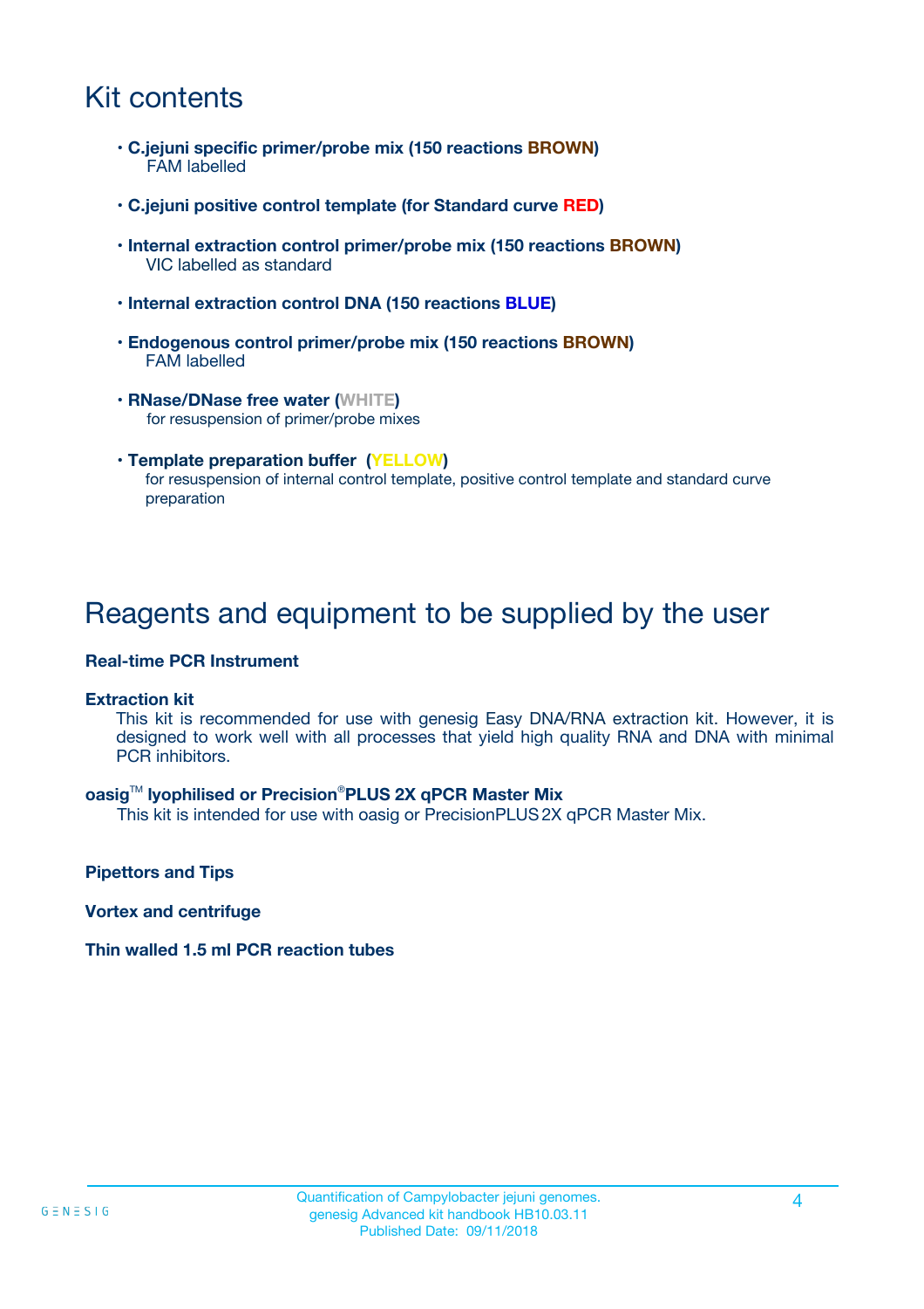# Kit contents

- **C.jejuni specific primer/probe mix (150 reactions BROWN)**
  FAM labelled
- **C.jejuni positive control template (for Standard curve RED)**
- **Internal extraction control primer/probe mix (150 reactions BROWN)**
  VIC labelled as standard
- **Internal extraction control DNA (150 reactions BLUE)**
- **Endogenous control primer/probe mix (150 reactions BROWN)**
  FAM labelled
- **RNase/DNase free water (WHITE)**
  for resuspension of primer/probe mixes
- **Template preparation buffer (YELLOW)**
  for resuspension of internal control template, positive control template and standard curve preparation

# Reagents and equipment to be supplied by the user

**Real-time PCR Instrument**

**Extraction kit**

This kit is recommended for use with genesig Easy DNA/RNA extraction kit. However, it is designed to work well with all processes that yield high quality RNA and DNA with minimal PCR inhibitors.

**oasig™ lyophilised or Precision®PLUS 2X qPCR Master Mix**

This kit is intended for use with oasig or PrecisionPLUS 2X qPCR Master Mix.

**Pipettors and Tips**

**Vortex and centrifuge**

**Thin walled 1.5 ml PCR reaction tubes**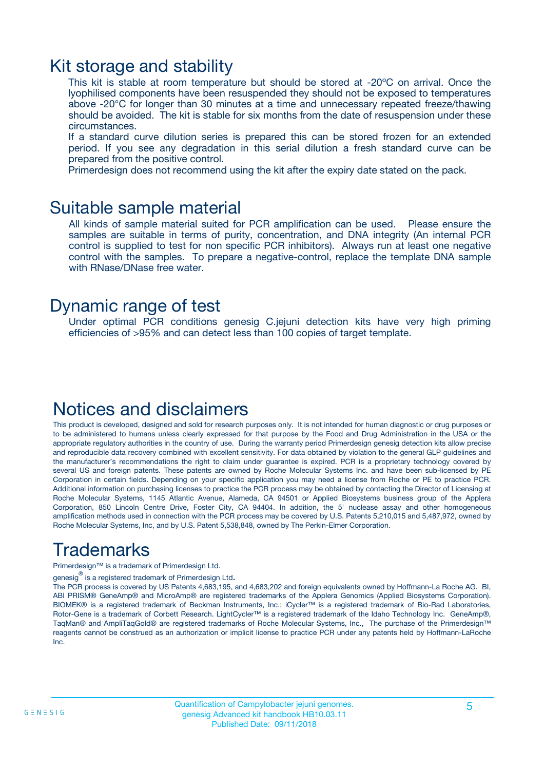## Kit storage and stability

This kit is stable at room temperature but should be stored at -20ºC on arrival. Once the lyophilised components have been resuspended they should not be exposed to temperatures above -20°C for longer than 30 minutes at a time and unnecessary repeated freeze/thawing should be avoided. The kit is stable for six months from the date of resuspension under these circumstances.

If a standard curve dilution series is prepared this can be stored frozen for an extended period. If you see any degradation in this serial dilution a fresh standard curve can be prepared from the positive control.

Primerdesign does not recommend using the kit after the expiry date stated on the pack.

## Suitable sample material

All kinds of sample material suited for PCR amplification can be used. Please ensure the samples are suitable in terms of purity, concentration, and DNA integrity (An internal PCR control is supplied to test for non specific PCR inhibitors). Always run at least one negative control with the samples. To prepare a negative-control, replace the template DNA sample with RNase/DNase free water.

## Dynamic range of test

Under optimal PCR conditions genesig C.jejuni detection kits have very high priming efficiencies of >95% and can detect less than 100 copies of target template.

## Notices and disclaimers

This product is developed, designed and sold for research purposes only. It is not intended for human diagnostic or drug purposes or to be administered to humans unless clearly expressed for that purpose by the Food and Drug Administration in the USA or the appropriate regulatory authorities in the country of use. During the warranty period Primerdesign genesig detection kits allow precise and reproducible data recovery combined with excellent sensitivity. For data obtained by violation to the general GLP guidelines and the manufacturer's recommendations the right to claim under guarantee is expired. PCR is a proprietary technology covered by several US and foreign patents. These patents are owned by Roche Molecular Systems Inc. and have been sub-licensed by PE Corporation in certain fields. Depending on your specific application you may need a license from Roche or PE to practice PCR. Additional information on purchasing licenses to practice the PCR process may be obtained by contacting the Director of Licensing at Roche Molecular Systems, 1145 Atlantic Avenue, Alameda, CA 94501 or Applied Biosystems business group of the Applera Corporation, 850 Lincoln Centre Drive, Foster City, CA 94404. In addition, the 5' nuclease assay and other homogeneous amplification methods used in connection with the PCR process may be covered by U.S. Patents 5,210,015 and 5,487,972, owned by Roche Molecular Systems, Inc, and by U.S. Patent 5,538,848, owned by The Perkin-Elmer Corporation.

## Trademarks

Primerdesign™ is a trademark of Primerdesign Ltd.

genesig® is a registered trademark of Primerdesign Ltd.

The PCR process is covered by US Patents 4,683,195, and 4,683,202 and foreign equivalents owned by Hoffmann-La Roche AG. BI, ABI PRISM® GeneAmp® and MicroAmp® are registered trademarks of the Applera Genomics (Applied Biosystems Corporation). BIOMEK® is a registered trademark of Beckman Instruments, Inc.; iCycler™ is a registered trademark of Bio-Rad Laboratories, Rotor-Gene is a trademark of Corbett Research. LightCycler™ is a registered trademark of the Idaho Technology Inc. GeneAmp®, TaqMan® and AmpliTaqGold® are registered trademarks of Roche Molecular Systems, Inc., The purchase of the Primerdesign™ reagents cannot be construed as an authorization or implicit license to practice PCR under any patents held by Hoffmann-LaRoche Inc.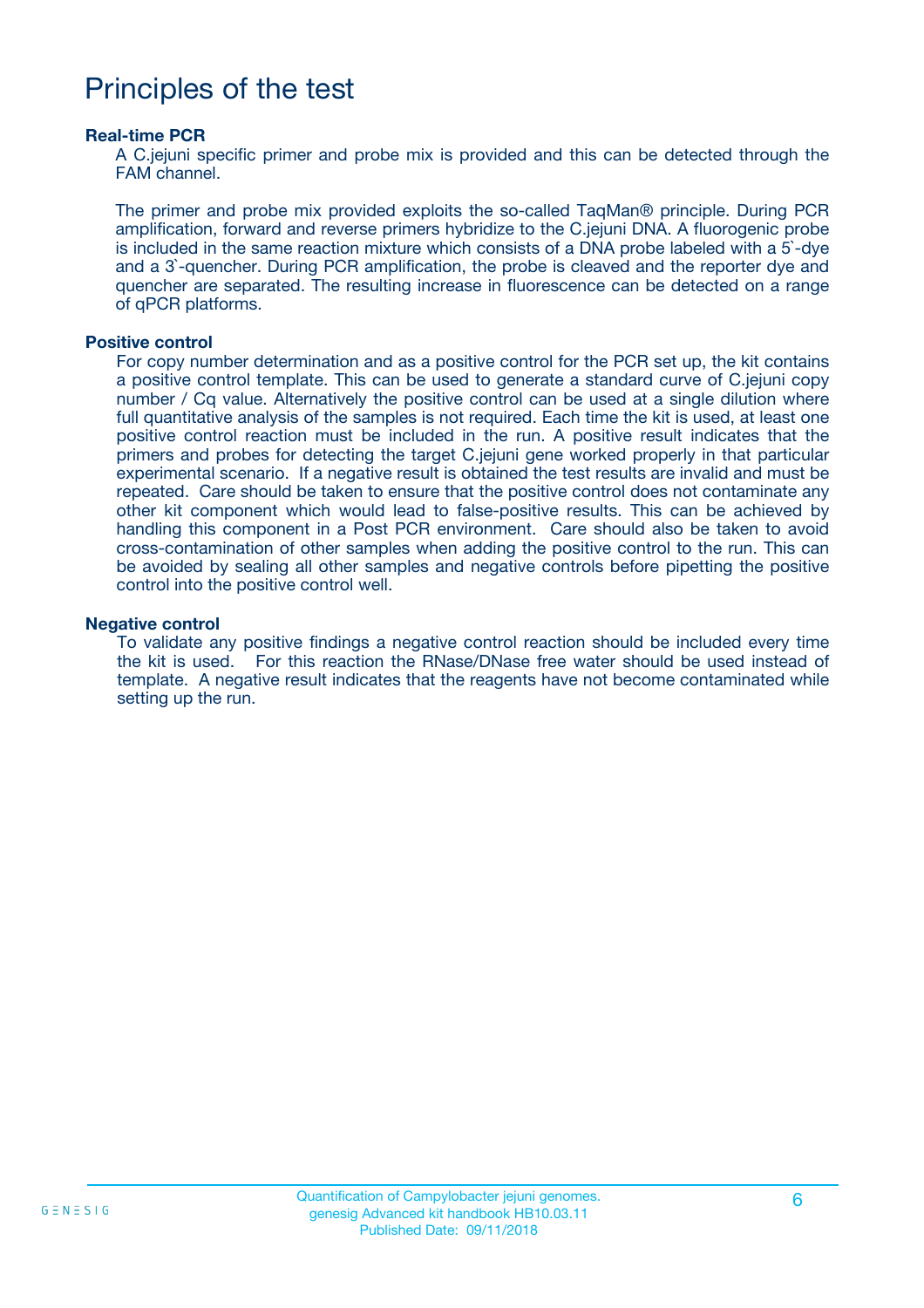# Principles of the test

### Real-time PCR

A C.jejuni specific primer and probe mix is provided and this can be detected through the FAM channel.

The primer and probe mix provided exploits the so-called TaqMan® principle. During PCR amplification, forward and reverse primers hybridize to the C.jejuni DNA. A fluorogenic probe is included in the same reaction mixture which consists of a DNA probe labeled with a 5`-dye and a 3`-quencher. During PCR amplification, the probe is cleaved and the reporter dye and quencher are separated. The resulting increase in fluorescence can be detected on a range of qPCR platforms.

### Positive control

For copy number determination and as a positive control for the PCR set up, the kit contains a positive control template. This can be used to generate a standard curve of C.jejuni copy number / Cq value. Alternatively the positive control can be used at a single dilution where full quantitative analysis of the samples is not required. Each time the kit is used, at least one positive control reaction must be included in the run. A positive result indicates that the primers and probes for detecting the target C.jejuni gene worked properly in that particular experimental scenario. If a negative result is obtained the test results are invalid and must be repeated. Care should be taken to ensure that the positive control does not contaminate any other kit component which would lead to false-positive results. This can be achieved by handling this component in a Post PCR environment. Care should also be taken to avoid cross-contamination of other samples when adding the positive control to the run. This can be avoided by sealing all other samples and negative controls before pipetting the positive control into the positive control well.

### Negative control

To validate any positive findings a negative control reaction should be included every time the kit is used. For this reaction the RNase/DNase free water should be used instead of template. A negative result indicates that the reagents have not become contaminated while setting up the run.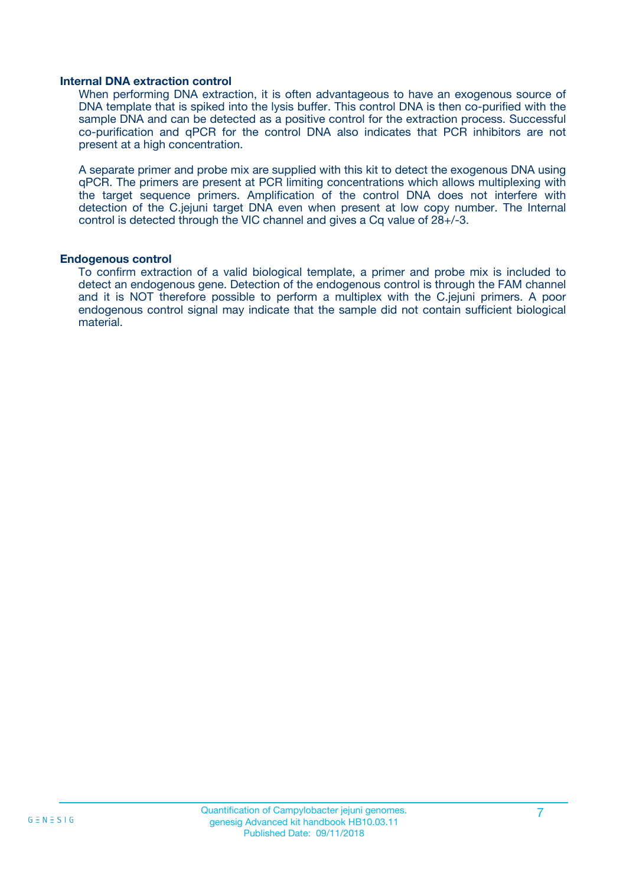### Internal DNA extraction control

When performing DNA extraction, it is often advantageous to have an exogenous source of DNA template that is spiked into the lysis buffer. This control DNA is then co-purified with the sample DNA and can be detected as a positive control for the extraction process. Successful co-purification and qPCR for the control DNA also indicates that PCR inhibitors are not present at a high concentration.

A separate primer and probe mix are supplied with this kit to detect the exogenous DNA using qPCR. The primers are present at PCR limiting concentrations which allows multiplexing with the target sequence primers. Amplification of the control DNA does not interfere with detection of the C.jejuni target DNA even when present at low copy number. The Internal control is detected through the VIC channel and gives a Cq value of 28+/-3.

### Endogenous control

To confirm extraction of a valid biological template, a primer and probe mix is included to detect an endogenous gene. Detection of the endogenous control is through the FAM channel and it is NOT therefore possible to perform a multiplex with the C.jejuni primers. A poor endogenous control signal may indicate that the sample did not contain sufficient biological material.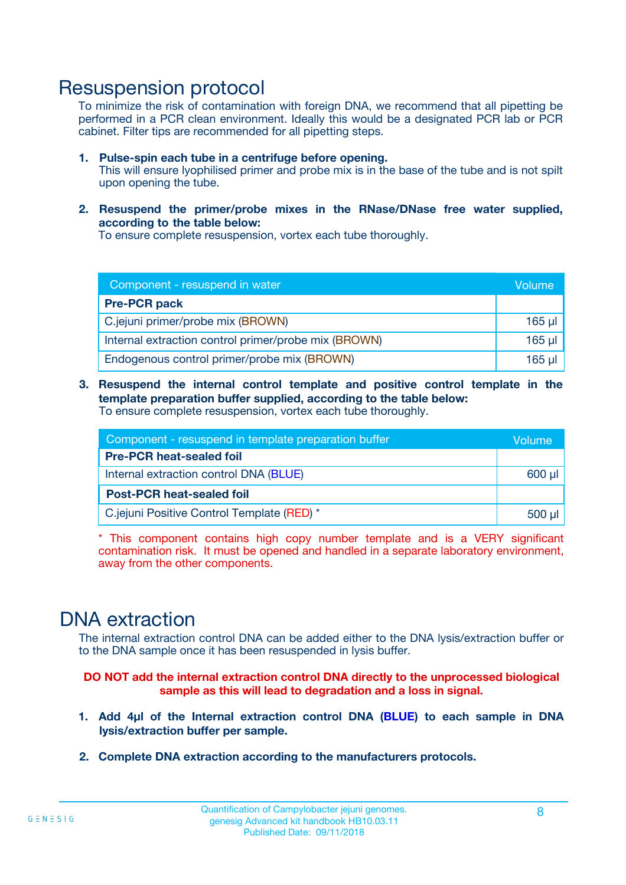# Resuspension protocol

To minimize the risk of contamination with foreign DNA, we recommend that all pipetting be performed in a PCR clean environment. Ideally this would be a designated PCR lab or PCR cabinet. Filter tips are recommended for all pipetting steps.

1. **Pulse-spin each tube in a centrifuge before opening.**
   This will ensure lyophilised primer and probe mix is in the base of the tube and is not spilt upon opening the tube.

2. **Resuspend the primer/probe mixes in the RNase/DNase free water supplied, according to the table below:**
   To ensure complete resuspension, vortex each tube thoroughly.

| Component - resuspend in water | Volume |
|---|---|
| **Pre-PCR pack** | |
| C.jejuni primer/probe mix (BROWN) | 165 µl |
| Internal extraction control primer/probe mix (BROWN) | 165 µl |
| Endogenous control primer/probe mix (BROWN) | 165 µl |

3. **Resuspend the internal control template and positive control template in the template preparation buffer supplied, according to the table below:**
   To ensure complete resuspension, vortex each tube thoroughly.

| Component - resuspend in template preparation buffer | Volume |
|---|---|
| **Pre-PCR heat-sealed foil** | |
| Internal extraction control DNA (BLUE) | 600 µl |
| **Post-PCR heat-sealed foil** | |
| C.jejuni Positive Control Template (RED) * | 500 µl |

* This component contains high copy number template and is a VERY significant contamination risk. It must be opened and handled in a separate laboratory environment, away from the other components.

# DNA extraction

The internal extraction control DNA can be added either to the DNA lysis/extraction buffer or to the DNA sample once it has been resuspended in lysis buffer.

**DO NOT add the internal extraction control DNA directly to the unprocessed biological sample as this will lead to degradation and a loss in signal.**

1. **Add 4µl of the Internal extraction control DNA (BLUE) to each sample in DNA lysis/extraction buffer per sample.**

2. **Complete DNA extraction according to the manufacturers protocols.**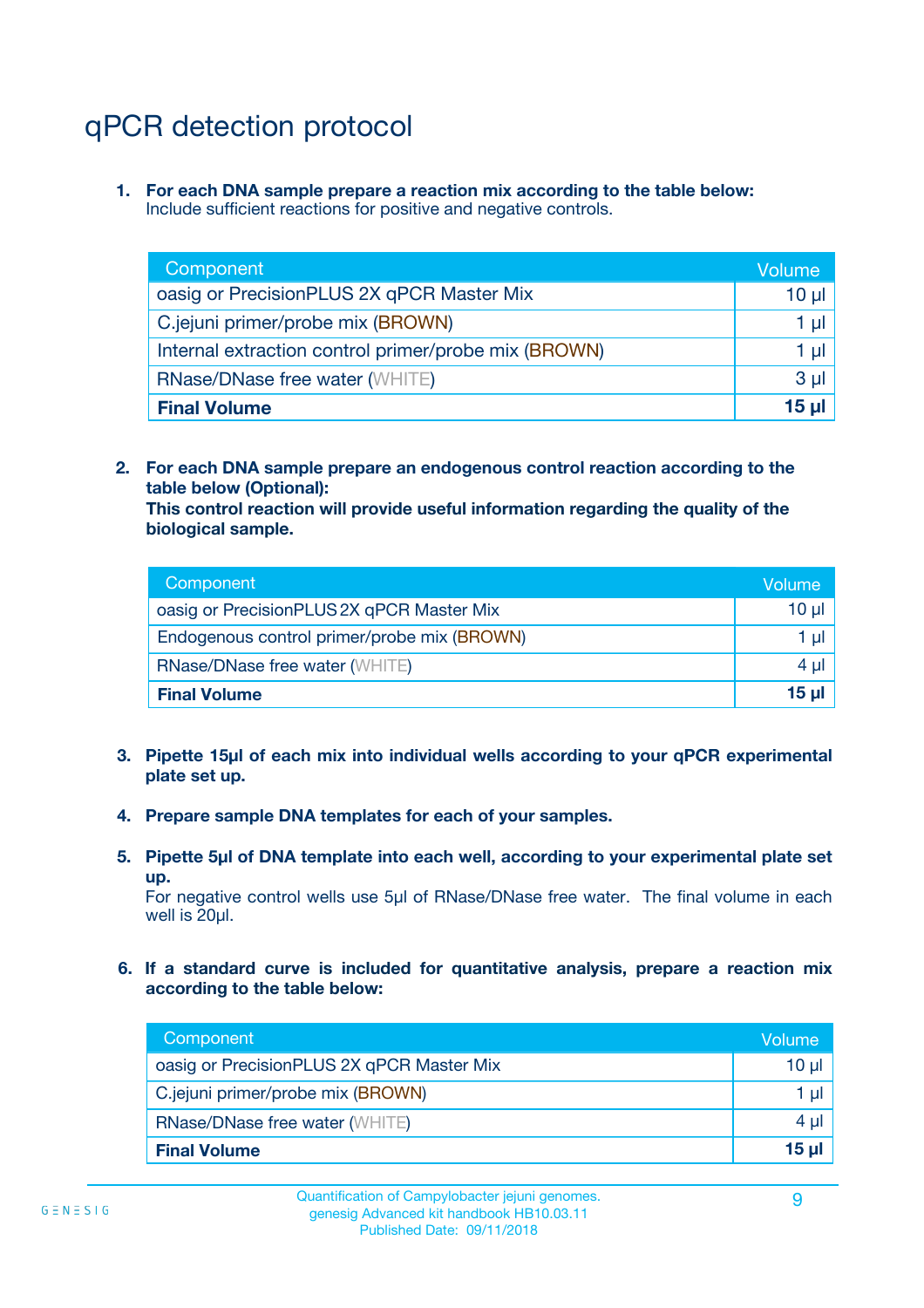# qPCR detection protocol

1. **For each DNA sample prepare a reaction mix according to the table below:**
   Include sufficient reactions for positive and negative controls.

| Component | Volume |
|---|---|
| oasig or PrecisionPLUS 2X qPCR Master Mix | 10 µl |
| C.jejuni primer/probe mix (BROWN) | 1 µl |
| Internal extraction control primer/probe mix (BROWN) | 1 µl |
| RNase/DNase free water (WHITE) | 3 µl |
| **Final Volume** | **15 µl** |

2. **For each DNA sample prepare an endogenous control reaction according to the table below (Optional):**
   **This control reaction will provide useful information regarding the quality of the biological sample.**

| Component | Volume |
|---|---|
| oasig or PrecisionPLUS 2X qPCR Master Mix | 10 µl |
| Endogenous control primer/probe mix (BROWN) | 1 µl |
| RNase/DNase free water (WHITE) | 4 µl |
| **Final Volume** | **15 µl** |

3. **Pipette 15µl of each mix into individual wells according to your qPCR experimental plate set up.**

4. **Prepare sample DNA templates for each of your samples.**

5. **Pipette 5µl of DNA template into each well, according to your experimental plate set up.**
   For negative control wells use 5µl of RNase/DNase free water. The final volume in each well is 20µl.

6. **If a standard curve is included for quantitative analysis, prepare a reaction mix according to the table below:**

| Component | Volume |
|---|---|
| oasig or PrecisionPLUS 2X qPCR Master Mix | 10 µl |
| C.jejuni primer/probe mix (BROWN) | 1 µl |
| RNase/DNase free water (WHITE) | 4 µl |
| **Final Volume** | **15 µl** |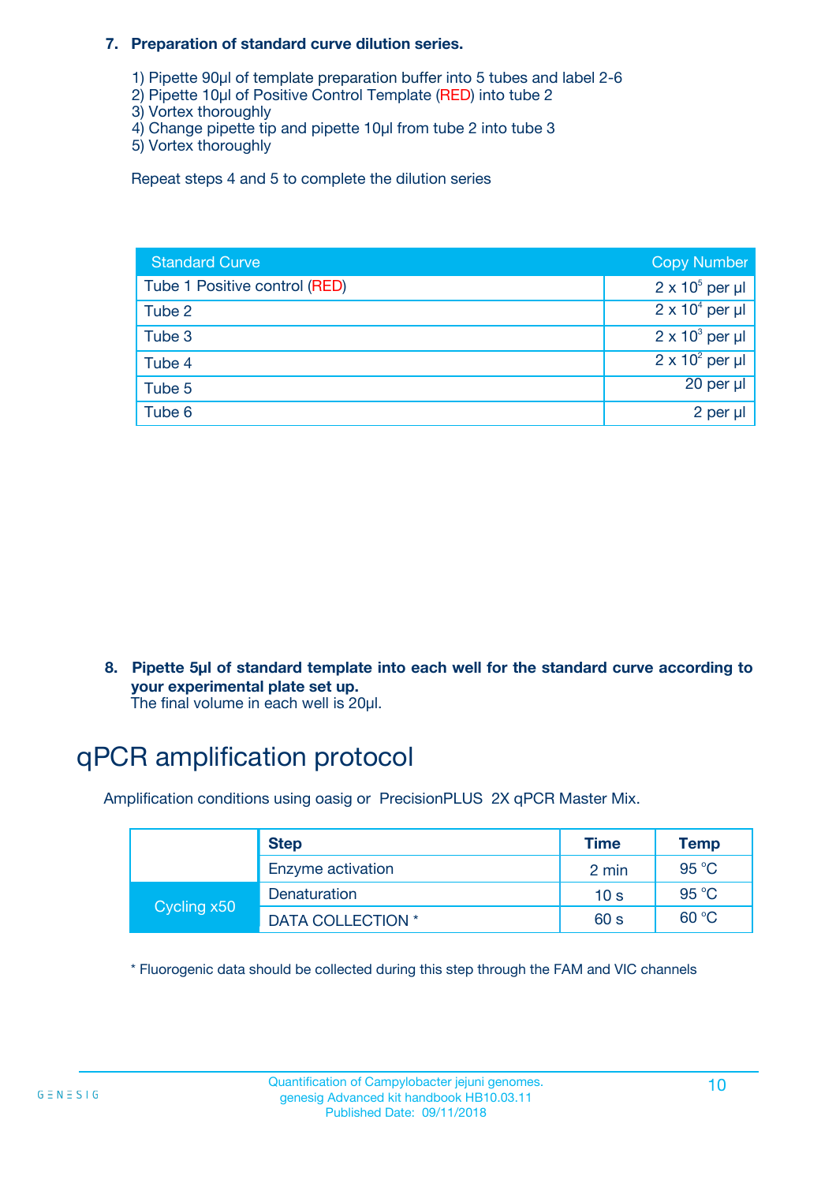**7. Preparation of standard curve dilution series.**

1) Pipette 90µl of template preparation buffer into 5 tubes and label 2-6
2) Pipette 10µl of Positive Control Template (RED) into tube 2
3) Vortex thoroughly
4) Change pipette tip and pipette 10µl from tube 2 into tube 3
5) Vortex thoroughly

Repeat steps 4 and 5 to complete the dilution series

| Standard Curve | Copy Number |
|---|---|
| Tube 1 Positive control (RED) | $2 \times 10^5$ per µl |
| Tube 2 | $2 \times 10^4$ per µl |
| Tube 3 | $2 \times 10^3$ per µl |
| Tube 4 | $2 \times 10^2$ per µl |
| Tube 5 | 20 per µl |
| Tube 6 | 2 per µl |

**8. Pipette 5µl of standard template into each well for the standard curve according to your experimental plate set up.**
The final volume in each well is 20µl.

# qPCR amplification protocol

Amplification conditions using oasig or PrecisionPLUS 2X qPCR Master Mix.

| | Step | Time | Temp |
|---|---|---|---|
| | Enzyme activation | 2 min | 95 °C |
| Cycling x50 | Denaturation | 10 s | 95 °C |
| | DATA COLLECTION * | 60 s | 60 °C |

* Fluorogenic data should be collected during this step through the FAM and VIC channels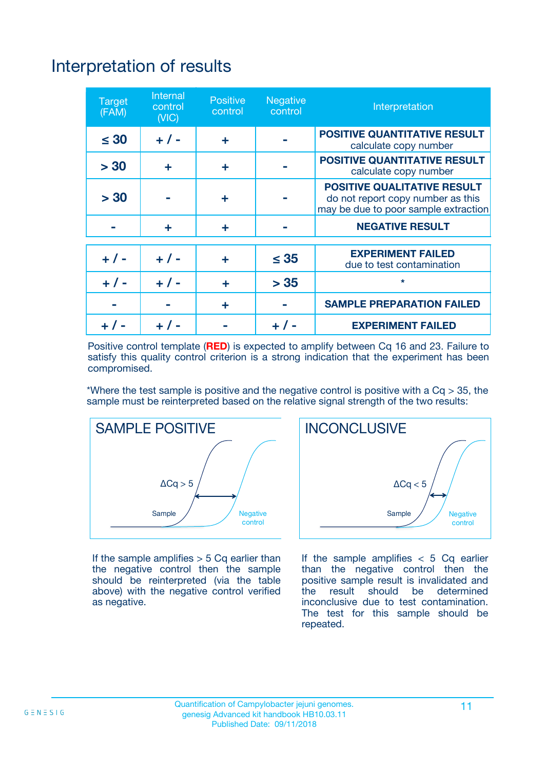# Interpretation of results

| Target (FAM) | Internal control (VIC) | Positive control | Negative control | Interpretation |
|---|---|---|---|---|
| ≤ 30 | + / - | + | - | **POSITIVE QUANTITATIVE RESULT** calculate copy number |
| > 30 | + | + | - | **POSITIVE QUANTITATIVE RESULT** calculate copy number |
| > 30 | - | + | - | **POSITIVE QUALITATIVE RESULT** do not report copy number as this may be due to poor sample extraction |
| - | + | + | - | **NEGATIVE RESULT** |
| + / - | + / - | + | ≤ 35 | **EXPERIMENT FAILED** due to test contamination |
| + / - | + / - | + | > 35 | * |
| - | - | + | - | **SAMPLE PREPARATION FAILED** |
| + / - | + / - | - | + / - | **EXPERIMENT FAILED** |

Positive control template (**RED**) is expected to amplify between Cq 16 and 23. Failure to satisfy this quality control criterion is a strong indication that the experiment has been compromised.

*Where the test sample is positive and the negative control is positive with a Cq > 35, the sample must be reinterpreted based on the relative signal strength of the two results:

**SAMPLE POSITIVE**

ΔCq > 5

Sample

Negative control

If the sample amplifies > 5 Cq earlier than the negative control then the sample should be reinterpreted (via the table above) with the negative control verified as negative.

**INCONCLUSIVE**

ΔCq < 5

Sample

Negative control

If the sample amplifies < 5 Cq earlier than the negative control then the positive sample result is invalidated and the result should be determined inconclusive due to test contamination. The test for this sample should be repeated.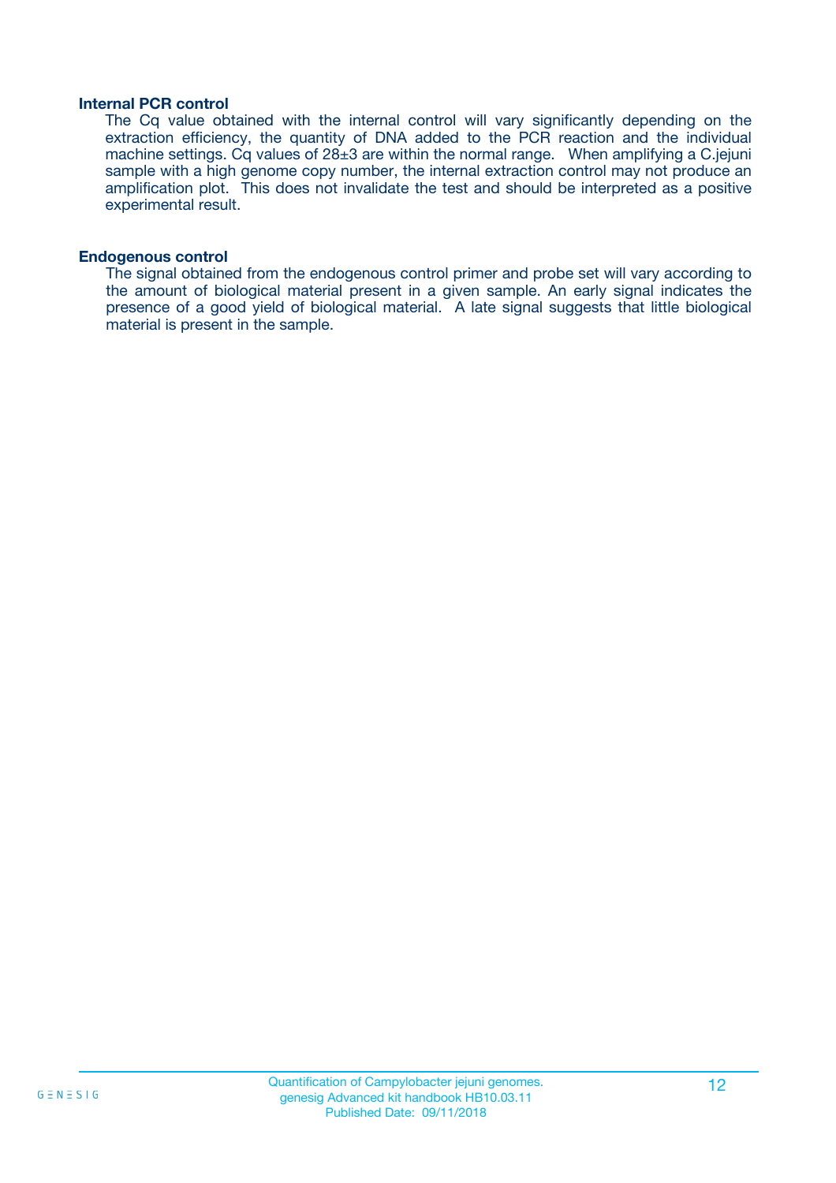### Internal PCR control

The Cq value obtained with the internal control will vary significantly depending on the extraction efficiency, the quantity of DNA added to the PCR reaction and the individual machine settings. Cq values of 28±3 are within the normal range. When amplifying a C.jejuni sample with a high genome copy number, the internal extraction control may not produce an amplification plot. This does not invalidate the test and should be interpreted as a positive experimental result.

### Endogenous control

The signal obtained from the endogenous control primer and probe set will vary according to the amount of biological material present in a given sample. An early signal indicates the presence of a good yield of biological material. A late signal suggests that little biological material is present in the sample.